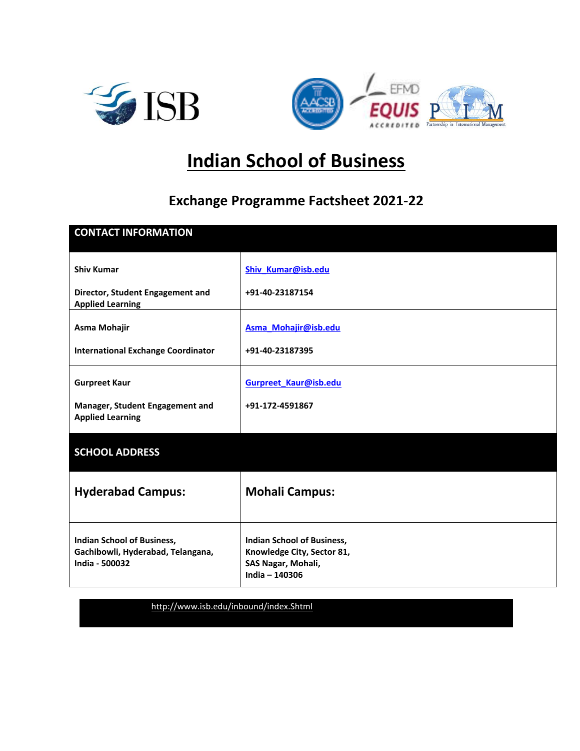# Indian School of Business

## Exchange Programme Factsheet 2021-22

| CONTACT INFORMATION | |
|---|---|
| **Shiv Kumar**<br><br>**Director, Student Engagement and Applied Learning** | [Shiv_Kumar@isb.edu](mailto:Shiv_Kumar@isb.edu)<br><br>**+91-40-23187154** |
| **Asma Mohajir**<br><br>**International Exchange Coordinator** | [Asma_Mohajir@isb.edu](mailto:Asma_Mohajir@isb.edu)<br><br>**+91-40-23187395** |
| **Gurpreet Kaur**<br><br>**Manager, Student Engagement and Applied Learning** | [Gurpreet_Kaur@isb.edu](mailto:Gurpreet_Kaur@isb.edu)<br><br>**+91-172-4591867** |

| SCHOOL ADDRESS | |
|---|---|
| **Hyderabad Campus:** | **Mohali Campus:** |
| **Indian School of Business,<br>Gachibowli, Hyderabad, Telangana,<br>India - 500032** | **Indian School of Business,<br>Knowledge City, Sector 81,<br>SAS Nagar, Mohali,<br>India – 140306** |

http://www.isb.edu/inbound/index.Shtml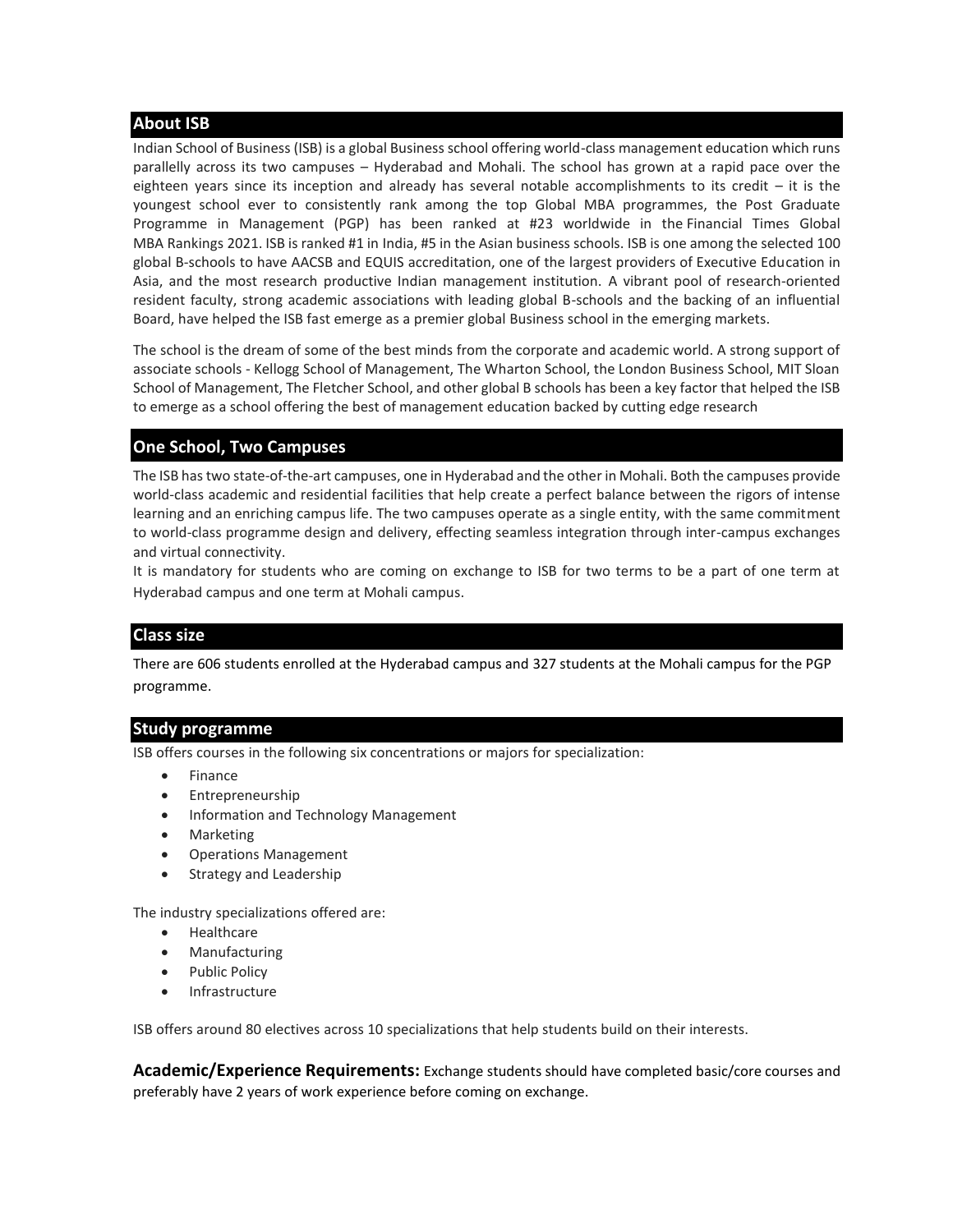## About ISB

Indian School of Business (ISB) is a global Business school offering world-class management education which runs parallelly across its two campuses – Hyderabad and Mohali. The school has grown at a rapid pace over the eighteen years since its inception and already has several notable accomplishments to its credit – it is the youngest school ever to consistently rank among the top Global MBA programmes, the Post Graduate Programme in Management (PGP) has been ranked at #23 worldwide in the Financial Times Global MBA Rankings 2021. ISB is ranked #1 in India, #5 in the Asian business schools. ISB is one among the selected 100 global B-schools to have AACSB and EQUIS accreditation, one of the largest providers of Executive Education in Asia, and the most research productive Indian management institution. A vibrant pool of research-oriented resident faculty, strong academic associations with leading global B-schools and the backing of an influential Board, have helped the ISB fast emerge as a premier global Business school in the emerging markets.

The school is the dream of some of the best minds from the corporate and academic world. A strong support of associate schools - Kellogg School of Management, The Wharton School, the London Business School, MIT Sloan School of Management, The Fletcher School, and other global B schools has been a key factor that helped the ISB to emerge as a school offering the best of management education backed by cutting edge research

## One School, Two Campuses

The ISB has two state-of-the-art campuses, one in Hyderabad and the other in Mohali. Both the campuses provide world-class academic and residential facilities that help create a perfect balance between the rigors of intense learning and an enriching campus life. The two campuses operate as a single entity, with the same commitment to world-class programme design and delivery, effecting seamless integration through inter-campus exchanges and virtual connectivity.

It is mandatory for students who are coming on exchange to ISB for two terms to be a part of one term at Hyderabad campus and one term at Mohali campus.

## Class size

There are 606 students enrolled at the Hyderabad campus and 327 students at the Mohali campus for the PGP programme.

## Study programme

ISB offers courses in the following six concentrations or majors for specialization:

- Finance
- Entrepreneurship
- Information and Technology Management
- Marketing
- Operations Management
- Strategy and Leadership

The industry specializations offered are:

- Healthcare
- Manufacturing
- Public Policy
- Infrastructure

ISB offers around 80 electives across 10 specializations that help students build on their interests.

**Academic/Experience Requirements:** Exchange students should have completed basic/core courses and preferably have 2 years of work experience before coming on exchange.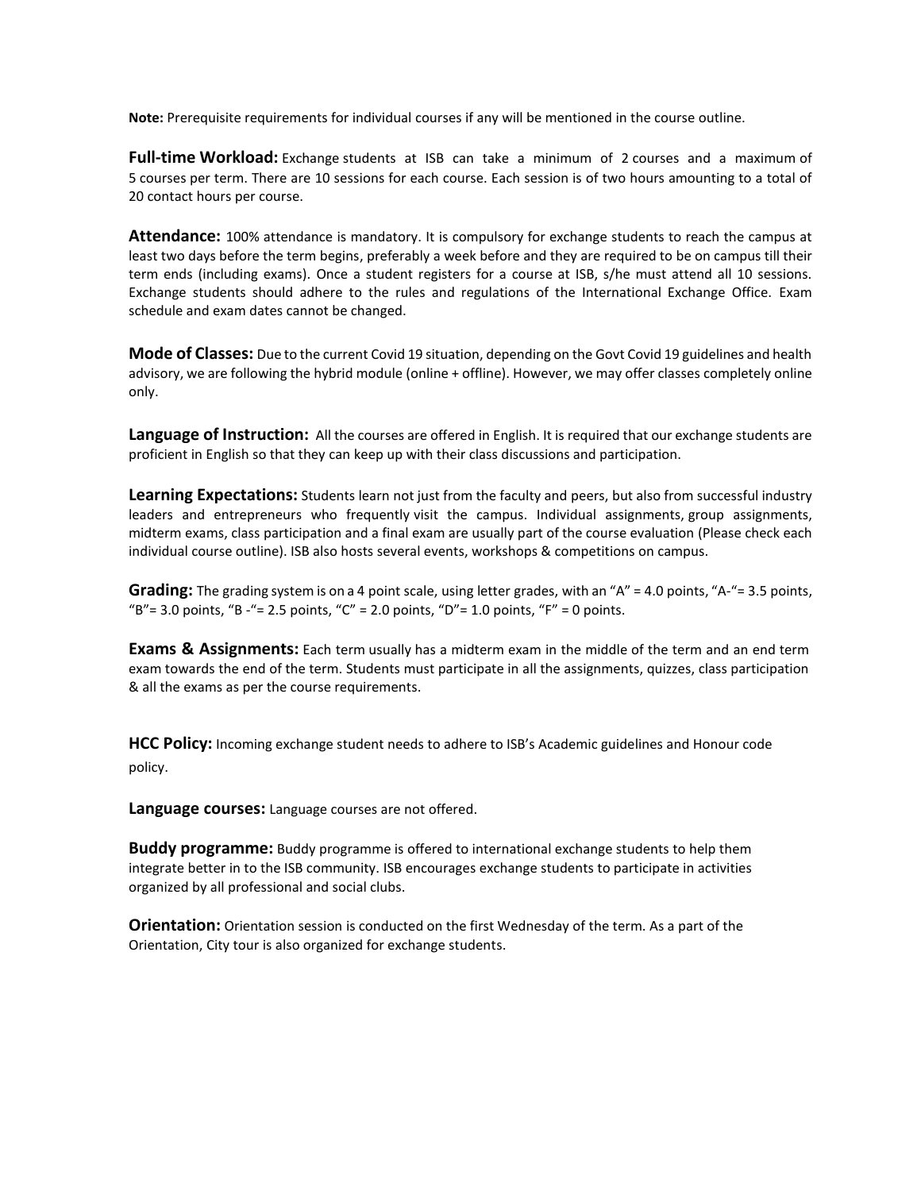**Note:** Prerequisite requirements for individual courses if any will be mentioned in the course outline.

**Full-time Workload:** Exchange students at ISB can take a minimum of 2 courses and a maximum of 5 courses per term. There are 10 sessions for each course. Each session is of two hours amounting to a total of 20 contact hours per course.

**Attendance:** 100% attendance is mandatory. It is compulsory for exchange students to reach the campus at least two days before the term begins, preferably a week before and they are required to be on campus till their term ends (including exams). Once a student registers for a course at ISB, s/he must attend all 10 sessions. Exchange students should adhere to the rules and regulations of the International Exchange Office. Exam schedule and exam dates cannot be changed.

**Mode of Classes:** Due to the current Covid 19 situation, depending on the Govt Covid 19 guidelines and health advisory, we are following the hybrid module (online + offline). However, we may offer classes completely online only.

**Language of Instruction:** All the courses are offered in English. It is required that our exchange students are proficient in English so that they can keep up with their class discussions and participation.

**Learning Expectations:** Students learn not just from the faculty and peers, but also from successful industry leaders and entrepreneurs who frequently visit the campus. Individual assignments, group assignments, midterm exams, class participation and a final exam are usually part of the course evaluation (Please check each individual course outline). ISB also hosts several events, workshops & competitions on campus.

**Grading:** The grading system is on a 4 point scale, using letter grades, with an "A" = 4.0 points, "A-"= 3.5 points, "B"= 3.0 points, "B -"= 2.5 points, "C" = 2.0 points, "D"= 1.0 points, "F" = 0 points.

**Exams & Assignments:** Each term usually has a midterm exam in the middle of the term and an end term exam towards the end of the term. Students must participate in all the assignments, quizzes, class participation & all the exams as per the course requirements.

**HCC Policy:** Incoming exchange student needs to adhere to ISB's Academic guidelines and Honour code policy.

**Language courses:** Language courses are not offered.

**Buddy programme:** Buddy programme is offered to international exchange students to help them integrate better in to the ISB community. ISB encourages exchange students to participate in activities organized by all professional and social clubs.

**Orientation:** Orientation session is conducted on the first Wednesday of the term. As a part of the Orientation, City tour is also organized for exchange students.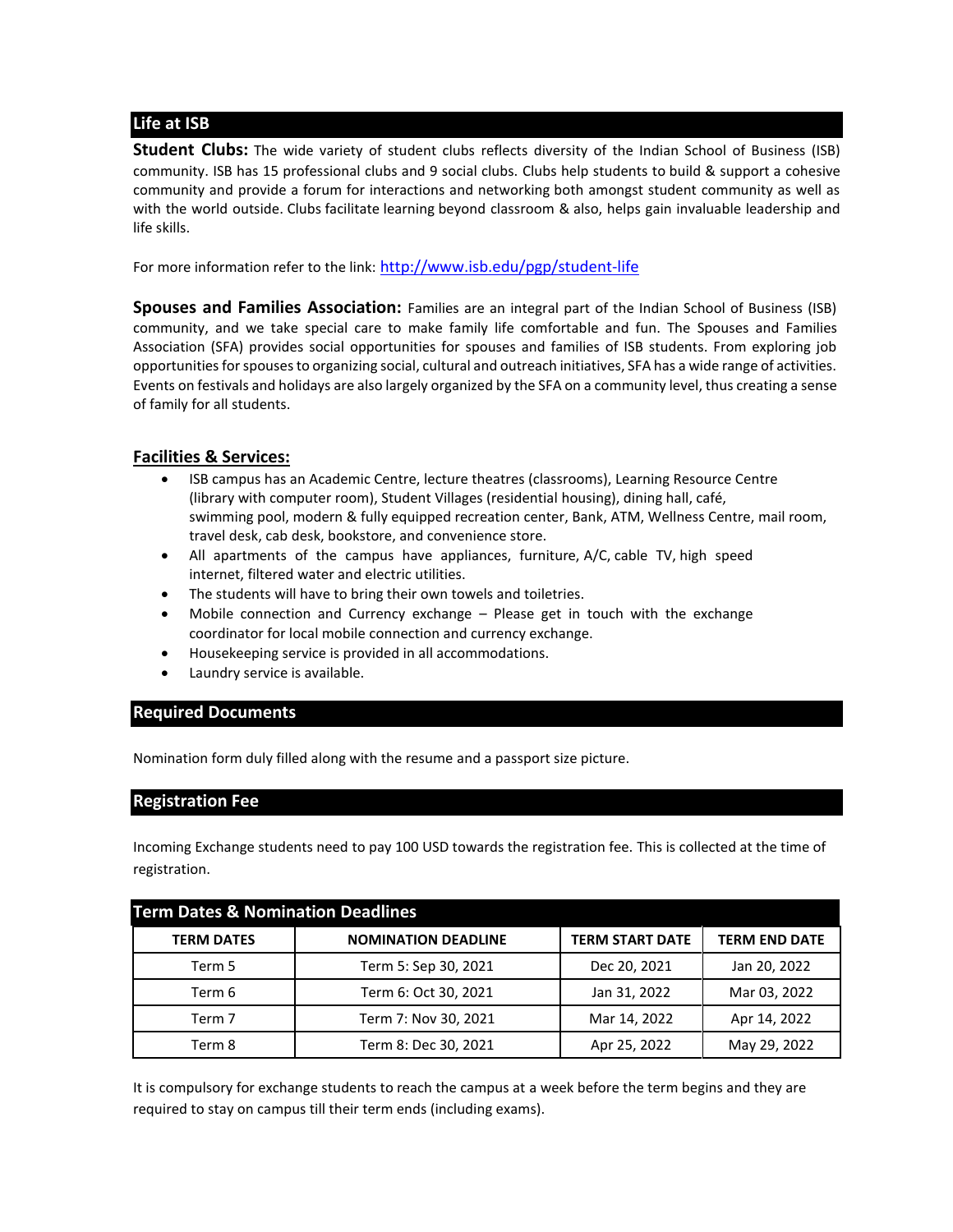## Life at ISB

**Student Clubs:** The wide variety of student clubs reflects diversity of the Indian School of Business (ISB) community. ISB has 15 professional clubs and 9 social clubs. Clubs help students to build & support a cohesive community and provide a forum for interactions and networking both amongst student community as well as with the world outside. Clubs facilitate learning beyond classroom & also, helps gain invaluable leadership and life skills.

For more information refer to the link: http://www.isb.edu/pgp/student-life

**Spouses and Families Association:** Families are an integral part of the Indian School of Business (ISB) community, and we take special care to make family life comfortable and fun. The Spouses and Families Association (SFA) provides social opportunities for spouses and families of ISB students. From exploring job opportunities for spouses to organizing social, cultural and outreach initiatives, SFA has a wide range of activities. Events on festivals and holidays are also largely organized by the SFA on a community level, thus creating a sense of family for all students.

### Facilities & Services:

- ISB campus has an Academic Centre, lecture theatres (classrooms), Learning Resource Centre (library with computer room), Student Villages (residential housing), dining hall, café, swimming pool, modern & fully equipped recreation center, Bank, ATM, Wellness Centre, mail room, travel desk, cab desk, bookstore, and convenience store.
- All apartments of the campus have appliances, furniture, A/C, cable TV, high speed internet, filtered water and electric utilities.
- The students will have to bring their own towels and toiletries.
- Mobile connection and Currency exchange – Please get in touch with the exchange coordinator for local mobile connection and currency exchange.
- Housekeeping service is provided in all accommodations.
- Laundry service is available.

## Required Documents

Nomination form duly filled along with the resume and a passport size picture.

## Registration Fee

Incoming Exchange students need to pay 100 USD towards the registration fee. This is collected at the time of registration.

## Term Dates & Nomination Deadlines

| TERM DATES | NOMINATION DEADLINE | TERM START DATE | TERM END DATE |
|---|---|---|---|
| Term 5 | Term 5: Sep 30, 2021 | Dec 20, 2021 | Jan 20, 2022 |
| Term 6 | Term 6: Oct 30, 2021 | Jan 31, 2022 | Mar 03, 2022 |
| Term 7 | Term 7: Nov 30, 2021 | Mar 14, 2022 | Apr 14, 2022 |
| Term 8 | Term 8: Dec 30, 2021 | Apr 25, 2022 | May 29, 2022 |

It is compulsory for exchange students to reach the campus at a week before the term begins and they are required to stay on campus till their term ends (including exams).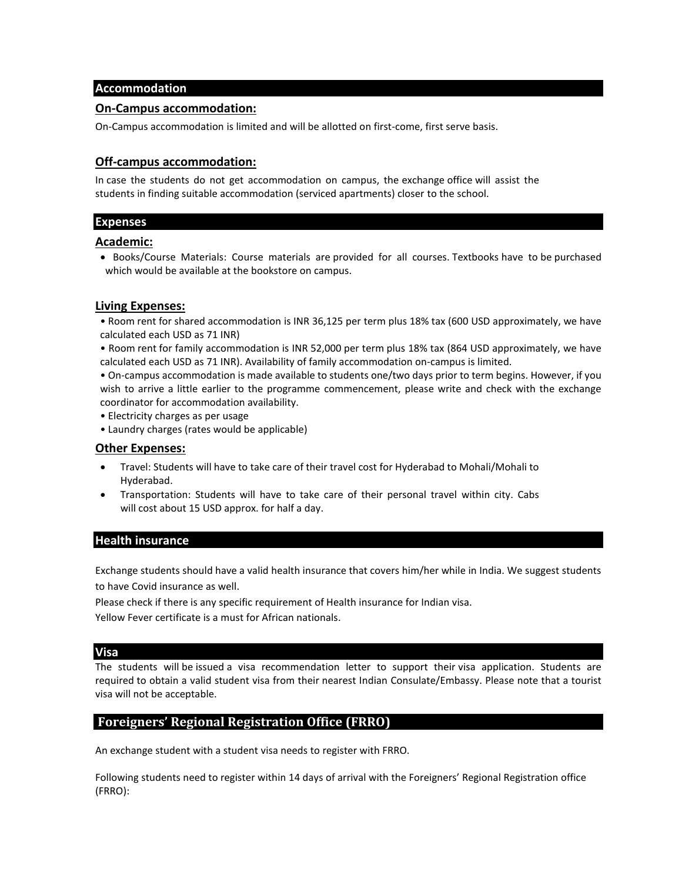## Accommodation

### On-Campus accommodation:

On-Campus accommodation is limited and will be allotted on first-come, first serve basis.

### Off-campus accommodation:

In case the students do not get accommodation on campus, the exchange office will assist the students in finding suitable accommodation (serviced apartments) closer to the school.

## Expenses

### Academic:

- Books/Course Materials: Course materials are provided for all courses. Textbooks have to be purchased which would be available at the bookstore on campus.

### Living Expenses:

- Room rent for shared accommodation is INR 36,125 per term plus 18% tax (600 USD approximately, we have calculated each USD as 71 INR)
- Room rent for family accommodation is INR 52,000 per term plus 18% tax (864 USD approximately, we have calculated each USD as 71 INR). Availability of family accommodation on-campus is limited.
- On-campus accommodation is made available to students one/two days prior to term begins. However, if you wish to arrive a little earlier to the programme commencement, please write and check with the exchange coordinator for accommodation availability.
- Electricity charges as per usage
- Laundry charges (rates would be applicable)

### Other Expenses:

- Travel: Students will have to take care of their travel cost for Hyderabad to Mohali/Mohali to Hyderabad.
- Transportation: Students will have to take care of their personal travel within city. Cabs will cost about 15 USD approx. for half a day.

## Health insurance

Exchange students should have a valid health insurance that covers him/her while in India. We suggest students to have Covid insurance as well.

Please check if there is any specific requirement of Health insurance for Indian visa.

Yellow Fever certificate is a must for African nationals.

## Visa

The students will be issued a visa recommendation letter to support their visa application. Students are required to obtain a valid student visa from their nearest Indian Consulate/Embassy. Please note that a tourist visa will not be acceptable.

## Foreigners' Regional Registration Office (FRRO)

An exchange student with a student visa needs to register with FRRO.

Following students need to register within 14 days of arrival with the Foreigners' Regional Registration office (FRRO):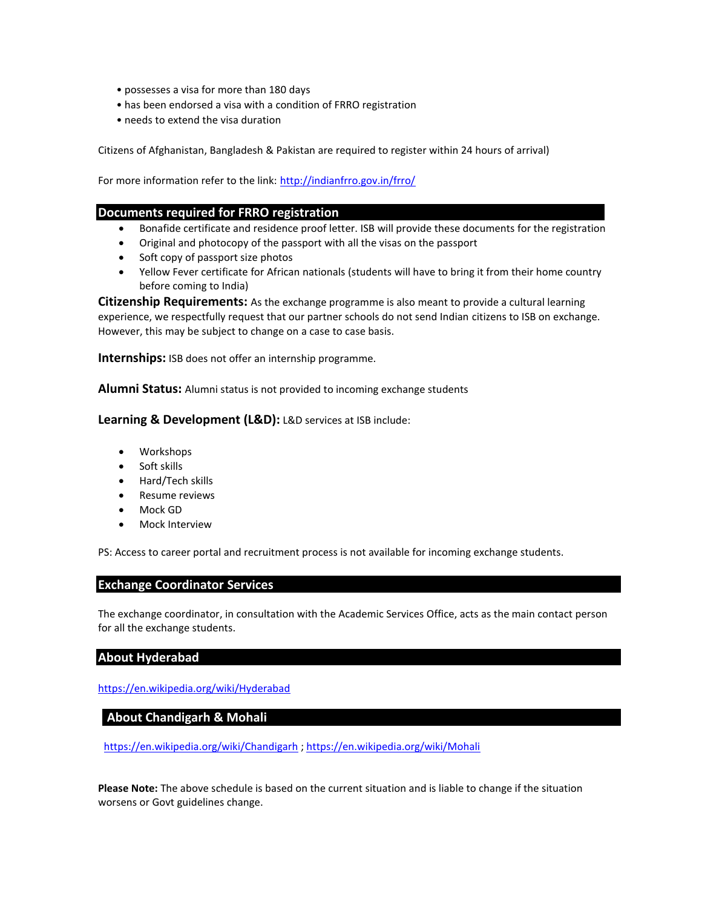- possesses a visa for more than 180 days
- has been endorsed a visa with a condition of FRRO registration
- needs to extend the visa duration

Citizens of Afghanistan, Bangladesh & Pakistan are required to register within 24 hours of arrival)

For more information refer to the link: http://indianfrro.gov.in/frro/

## Documents required for FRRO registration

- Bonafide certificate and residence proof letter. ISB will provide these documents for the registration
- Original and photocopy of the passport with all the visas on the passport
- Soft copy of passport size photos
- Yellow Fever certificate for African nationals (students will have to bring it from their home country before coming to India)

**Citizenship Requirements:** As the exchange programme is also meant to provide a cultural learning experience, we respectfully request that our partner schools do not send Indian citizens to ISB on exchange. However, this may be subject to change on a case to case basis.

**Internships:** ISB does not offer an internship programme.

**Alumni Status:** Alumni status is not provided to incoming exchange students

**Learning & Development (L&D):** L&D services at ISB include:

- Workshops
- Soft skills
- Hard/Tech skills
- Resume reviews
- Mock GD
- Mock Interview

PS: Access to career portal and recruitment process is not available for incoming exchange students.

## Exchange Coordinator Services

The exchange coordinator, in consultation with the Academic Services Office, acts as the main contact person for all the exchange students.

## About Hyderabad

https://en.wikipedia.org/wiki/Hyderabad

## About Chandigarh & Mohali

https://en.wikipedia.org/wiki/Chandigarh ; https://en.wikipedia.org/wiki/Mohali

**Please Note:** The above schedule is based on the current situation and is liable to change if the situation worsens or Govt guidelines change.